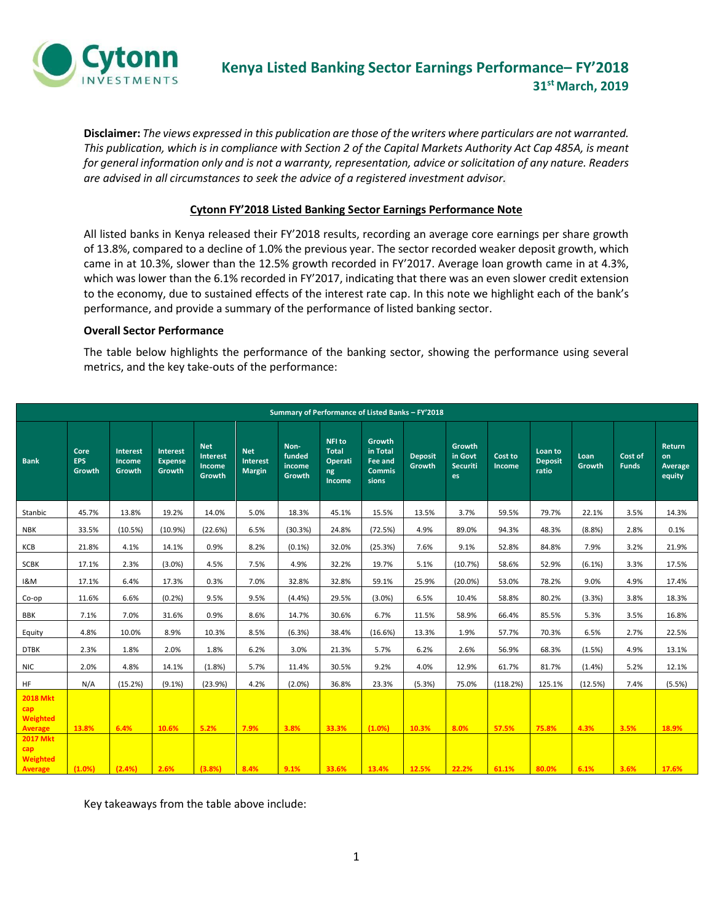# Kenya Listed Banking Sector Earnings Performance– FY'2018

**31st March, 2019**

**Disclaimer:** *The views expressed in this publication are those of the writers where particulars are not warranted. This publication, which is in compliance with Section 2 of the Capital Markets Authority Act Cap 485A, is meant for general information only and is not a warranty, representation, advice or solicitation of any nature. Readers are advised in all circumstances to seek the advice of a registered investment advisor.*

## Cytonn FY'2018 Listed Banking Sector Earnings Performance Note

All listed banks in Kenya released their FY'2018 results, recording an average core earnings per share growth of 13.8%, compared to a decline of 1.0% the previous year. The sector recorded weaker deposit growth, which came in at 10.3%, slower than the 12.5% growth recorded in FY'2017. Average loan growth came in at 4.3%, which was lower than the 6.1% recorded in FY'2017, indicating that there was an even slower credit extension to the economy, due to sustained effects of the interest rate cap. In this note we highlight each of the bank's performance, and provide a summary of the performance of listed banking sector.

### Overall Sector Performance

The table below highlights the performance of the banking sector, showing the performance using several metrics, and the key take-outs of the performance:

**Summary of Performance of Listed Banks – FY'2018**

| Bank | Core EPS Growth | Interest Income Growth | Interest Expense Growth | Net Interest Income Growth | Net Interest Margin | Non-funded income Growth | NFI to Total Operating Income | Growth in Total Fee and Commissions | Deposit Growth | Growth in Govt Securities | Cost to Income | Loan to Deposit ratio | Loan Growth | Cost of Funds | Return on Average equity |
|---|---|---|---|---|---|---|---|---|---|---|---|---|---|---|---|
| Stanbic | 45.7% | 13.8% | 19.2% | 14.0% | 5.0% | 18.3% | 45.1% | 15.5% | 13.5% | 3.7% | 59.5% | 79.7% | 22.1% | 3.5% | 14.3% |
| NBK | 33.5% | (10.5%) | (10.9%) | (22.6%) | 6.5% | (30.3%) | 24.8% | (72.5%) | 4.9% | 89.0% | 94.3% | 48.3% | (8.8%) | 2.8% | 0.1% |
| KCB | 21.8% | 4.1% | 14.1% | 0.9% | 8.2% | (0.1%) | 32.0% | (25.3%) | 7.6% | 9.1% | 52.8% | 84.8% | 7.9% | 3.2% | 21.9% |
| SCBK | 17.1% | 2.3% | (3.0%) | 4.5% | 7.5% | 4.9% | 32.2% | 19.7% | 5.1% | (10.7%) | 58.6% | 52.9% | (6.1%) | 3.3% | 17.5% |
| I&M | 17.1% | 6.4% | 17.3% | 0.3% | 7.0% | 32.8% | 32.8% | 59.1% | 25.9% | (20.0%) | 53.0% | 78.2% | 9.0% | 4.9% | 17.4% |
| Co-op | 11.6% | 6.6% | (0.2%) | 9.5% | 9.5% | (4.4%) | 29.5% | (3.0%) | 6.5% | 10.4% | 58.8% | 80.2% | (3.3%) | 3.8% | 18.3% |
| BBK | 7.1% | 7.0% | 31.6% | 0.9% | 8.6% | 14.7% | 30.6% | 6.7% | 11.5% | 58.9% | 66.4% | 85.5% | 5.3% | 3.5% | 16.8% |
| Equity | 4.8% | 10.0% | 8.9% | 10.3% | 8.5% | (6.3%) | 38.4% | (16.6%) | 13.3% | 1.9% | 57.7% | 70.3% | 6.5% | 2.7% | 22.5% |
| DTBK | 2.3% | 1.8% | 2.0% | 1.8% | 6.2% | 3.0% | 21.3% | 5.7% | 6.2% | 2.6% | 56.9% | 68.3% | (1.5%) | 4.9% | 13.1% |
| NIC | 2.0% | 4.8% | 14.1% | (1.8%) | 5.7% | 11.4% | 30.5% | 9.2% | 4.0% | 12.9% | 61.7% | 81.7% | (1.4%) | 5.2% | 12.1% |
| HF | N/A | (15.2%) | (9.1%) | (23.9%) | 4.2% | (2.0%) | 36.8% | 23.3% | (5.3%) | 75.0% | (118.2%) | 125.1% | (12.5%) | 7.4% | (5.5%) |
| **2018 Mkt cap Weighted Average** | **13.8%** | **6.4%** | **10.6%** | **5.2%** | **7.9%** | **3.8%** | **33.3%** | **(1.0%)** | **10.3%** | **8.0%** | **57.5%** | **75.8%** | **4.3%** | **3.5%** | **18.9%** |
| **2017 Mkt cap Weighted Average** | **(1.0%)** | **(2.4%)** | **2.6%** | **(3.8%)** | **8.4%** | **9.1%** | **33.6%** | **13.4%** | **12.5%** | **22.2%** | **61.1%** | **80.0%** | **6.1%** | **3.6%** | **17.6%** |

Key takeaways from the table above include: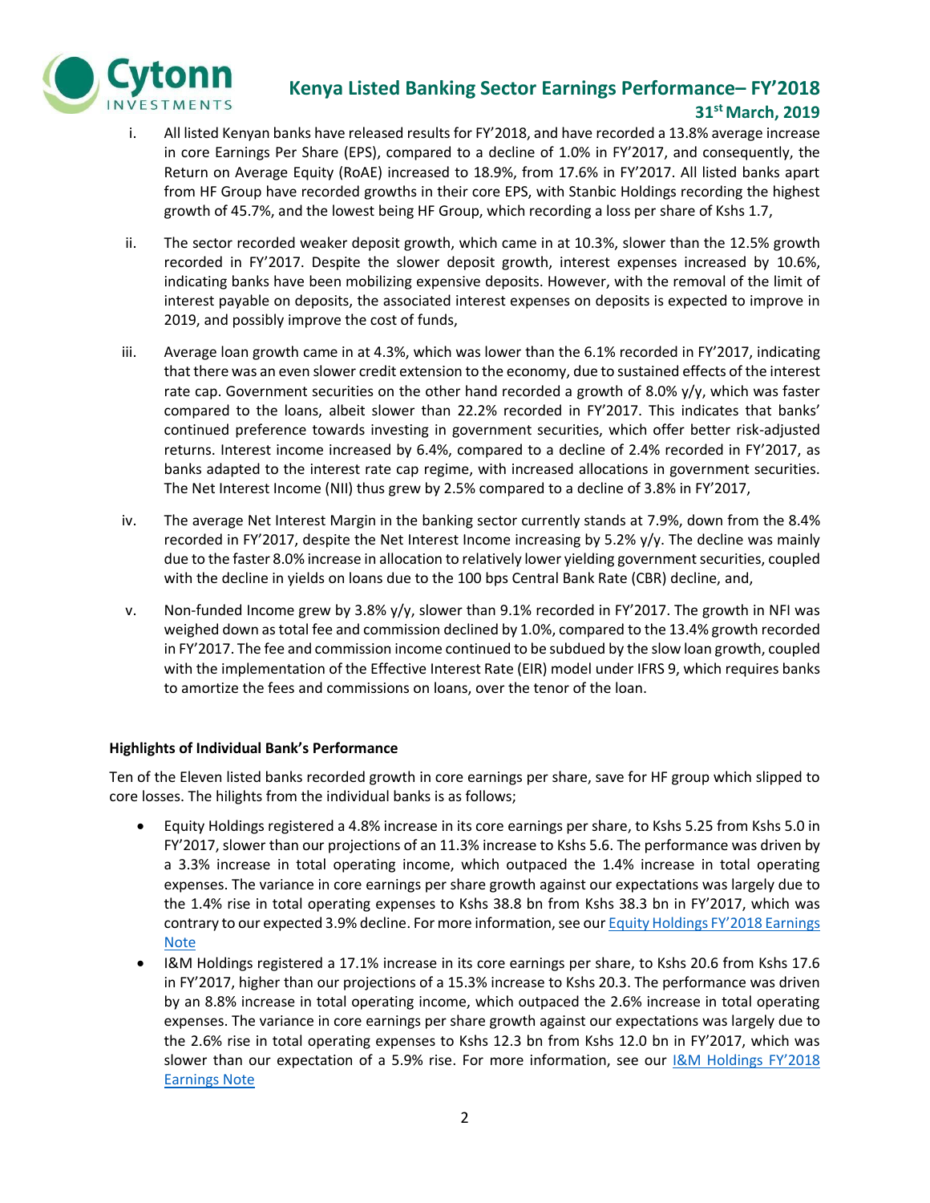i. All listed Kenyan banks have released results for FY'2018, and have recorded a 13.8% average increase in core Earnings Per Share (EPS), compared to a decline of 1.0% in FY'2017, and consequently, the Return on Average Equity (RoAE) increased to 18.9%, from 17.6% in FY'2017. All listed banks apart from HF Group have recorded growths in their core EPS, with Stanbic Holdings recording the highest growth of 45.7%, and the lowest being HF Group, which recording a loss per share of Kshs 1.7,

ii. The sector recorded weaker deposit growth, which came in at 10.3%, slower than the 12.5% growth recorded in FY'2017. Despite the slower deposit growth, interest expenses increased by 10.6%, indicating banks have been mobilizing expensive deposits. However, with the removal of the limit of interest payable on deposits, the associated interest expenses on deposits is expected to improve in 2019, and possibly improve the cost of funds,

iii. Average loan growth came in at 4.3%, which was lower than the 6.1% recorded in FY'2017, indicating that there was an even slower credit extension to the economy, due to sustained effects of the interest rate cap. Government securities on the other hand recorded a growth of 8.0% y/y, which was faster compared to the loans, albeit slower than 22.2% recorded in FY'2017. This indicates that banks' continued preference towards investing in government securities, which offer better risk-adjusted returns. Interest income increased by 6.4%, compared to a decline of 2.4% recorded in FY'2017, as banks adapted to the interest rate cap regime, with increased allocations in government securities. The Net Interest Income (NII) thus grew by 2.5% compared to a decline of 3.8% in FY'2017,

iv. The average Net Interest Margin in the banking sector currently stands at 7.9%, down from the 8.4% recorded in FY'2017, despite the Net Interest Income increasing by 5.2% y/y. The decline was mainly due to the faster 8.0% increase in allocation to relatively lower yielding government securities, coupled with the decline in yields on loans due to the 100 bps Central Bank Rate (CBR) decline, and,

v. Non-funded Income grew by 3.8% y/y, slower than 9.1% recorded in FY'2017. The growth in NFI was weighed down as total fee and commission declined by 1.0%, compared to the 13.4% growth recorded in FY'2017. The fee and commission income continued to be subdued by the slow loan growth, coupled with the implementation of the Effective Interest Rate (EIR) model under IFRS 9, which requires banks to amortize the fees and commissions on loans, over the tenor of the loan.

**Highlights of Individual Bank's Performance**

Ten of the Eleven listed banks recorded growth in core earnings per share, save for HF group which slipped to core losses. The hilights from the individual banks is as follows;

- Equity Holdings registered a 4.8% increase in its core earnings per share, to Kshs 5.25 from Kshs 5.0 in FY'2017, slower than our projections of an 11.3% increase to Kshs 5.6. The performance was driven by a 3.3% increase in total operating income, which outpaced the 1.4% increase in total operating expenses. The variance in core earnings per share growth against our expectations was largely due to the 1.4% rise in total operating expenses to Kshs 38.8 bn from Kshs 38.3 bn in FY'2017, which was contrary to our expected 3.9% decline. For more information, see our Equity Holdings FY'2018 Earnings Note
- I&M Holdings registered a 17.1% increase in its core earnings per share, to Kshs 20.6 from Kshs 17.6 in FY'2017, higher than our projections of a 15.3% increase to Kshs 20.3. The performance was driven by an 8.8% increase in total operating income, which outpaced the 2.6% increase in total operating expenses. The variance in core earnings per share growth against our expectations was largely due to the 2.6% rise in total operating expenses to Kshs 12.3 bn from Kshs 12.0 bn in FY'2017, which was slower than our expectation of a 5.9% rise. For more information, see our I&M Holdings FY'2018 Earnings Note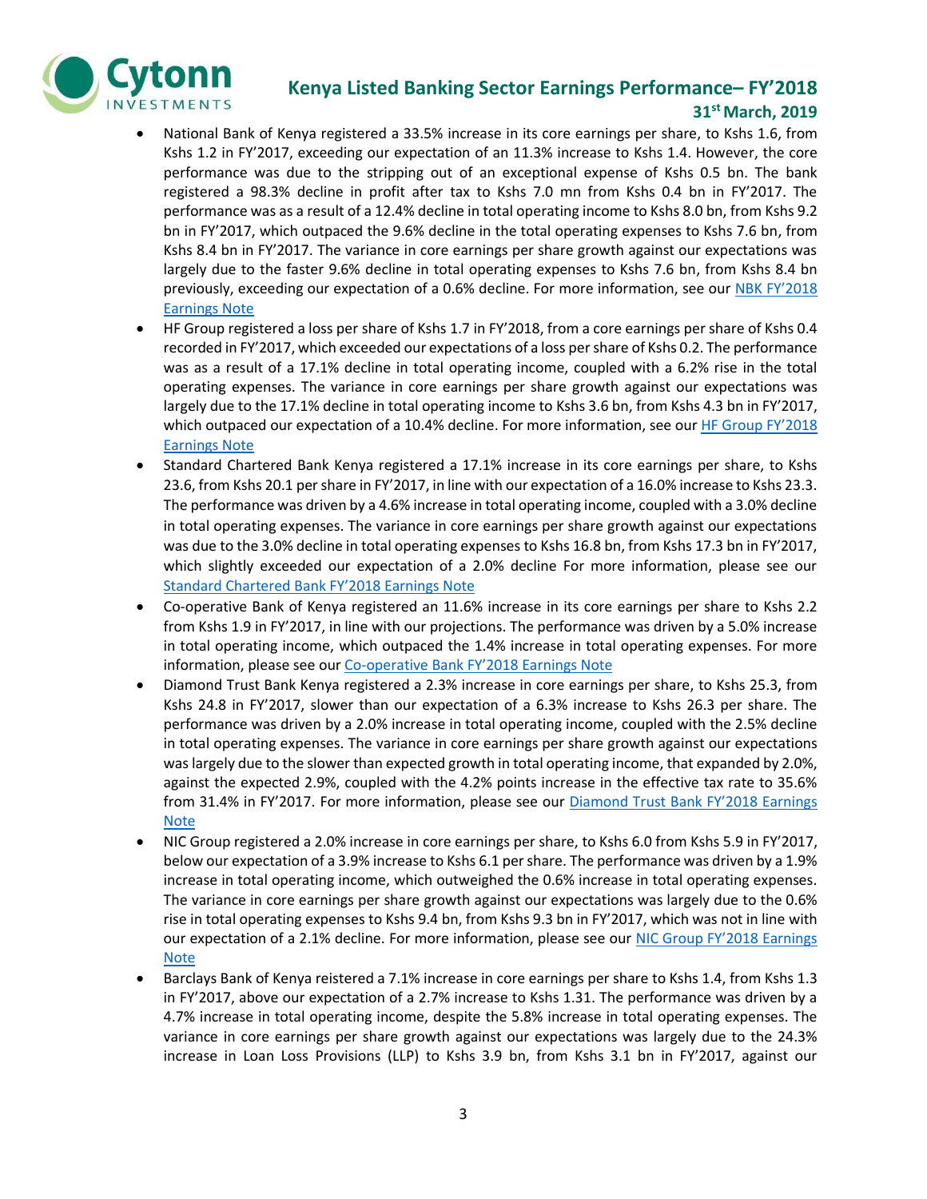- National Bank of Kenya registered a 33.5% increase in its core earnings per share, to Kshs 1.6, from Kshs 1.2 in FY'2017, exceeding our expectation of an 11.3% increase to Kshs 1.4. However, the core performance was due to the stripping out of an exceptional expense of Kshs 0.5 bn. The bank registered a 98.3% decline in profit after tax to Kshs 7.0 mn from Kshs 0.4 bn in FY'2017. The performance was as a result of a 12.4% decline in total operating income to Kshs 8.0 bn, from Kshs 9.2 bn in FY'2017, which outpaced the 9.6% decline in the total operating expenses to Kshs 7.6 bn, from Kshs 8.4 bn in FY'2017. The variance in core earnings per share growth against our expectations was largely due to the faster 9.6% decline in total operating expenses to Kshs 7.6 bn, from Kshs 8.4 bn previously, exceeding our expectation of a 0.6% decline. For more information, see our NBK FY'2018 Earnings Note
- HF Group registered a loss per share of Kshs 1.7 in FY'2018, from a core earnings per share of Kshs 0.4 recorded in FY'2017, which exceeded our expectations of a loss per share of Kshs 0.2. The performance was as a result of a 17.1% decline in total operating income, coupled with a 6.2% rise in the total operating expenses. The variance in core earnings per share growth against our expectations was largely due to the 17.1% decline in total operating income to Kshs 3.6 bn, from Kshs 4.3 bn in FY'2017, which outpaced our expectation of a 10.4% decline. For more information, see our HF Group FY'2018 Earnings Note
- Standard Chartered Bank Kenya registered a 17.1% increase in its core earnings per share, to Kshs 23.6, from Kshs 20.1 per share in FY'2017, in line with our expectation of a 16.0% increase to Kshs 23.3. The performance was driven by a 4.6% increase in total operating income, coupled with a 3.0% decline in total operating expenses. The variance in core earnings per share growth against our expectations was due to the 3.0% decline in total operating expenses to Kshs 16.8 bn, from Kshs 17.3 bn in FY'2017, which slightly exceeded our expectation of a 2.0% decline For more information, please see our Standard Chartered Bank FY'2018 Earnings Note
- Co-operative Bank of Kenya registered an 11.6% increase in its core earnings per share to Kshs 2.2 from Kshs 1.9 in FY'2017, in line with our projections. The performance was driven by a 5.0% increase in total operating income, which outpaced the 1.4% increase in total operating expenses. For more information, please see our Co-operative Bank FY'2018 Earnings Note
- Diamond Trust Bank Kenya registered a 2.3% increase in core earnings per share, to Kshs 25.3, from Kshs 24.8 in FY'2017, slower than our expectation of a 6.3% increase to Kshs 26.3 per share. The performance was driven by a 2.0% increase in total operating income, coupled with the 2.5% decline in total operating expenses. The variance in core earnings per share growth against our expectations was largely due to the slower than expected growth in total operating income, that expanded by 2.0%, against the expected 2.9%, coupled with the 4.2% points increase in the effective tax rate to 35.6% from 31.4% in FY'2017. For more information, please see our Diamond Trust Bank FY'2018 Earnings Note
- NIC Group registered a 2.0% increase in core earnings per share, to Kshs 6.0 from Kshs 5.9 in FY'2017, below our expectation of a 3.9% increase to Kshs 6.1 per share. The performance was driven by a 1.9% increase in total operating income, which outweighed the 0.6% increase in total operating expenses. The variance in core earnings per share growth against our expectations was largely due to the 0.6% rise in total operating expenses to Kshs 9.4 bn, from Kshs 9.3 bn in FY'2017, which was not in line with our expectation of a 2.1% decline. For more information, please see our NIC Group FY'2018 Earnings Note
- Barclays Bank of Kenya reistered a 7.1% increase in core earnings per share to Kshs 1.4, from Kshs 1.3 in FY'2017, above our expectation of a 2.7% increase to Kshs 1.31. The performance was driven by a 4.7% increase in total operating income, despite the 5.8% increase in total operating expenses. The variance in core earnings per share growth against our expectations was largely due to the 24.3% increase in Loan Loss Provisions (LLP) to Kshs 3.9 bn, from Kshs 3.1 bn in FY'2017, against our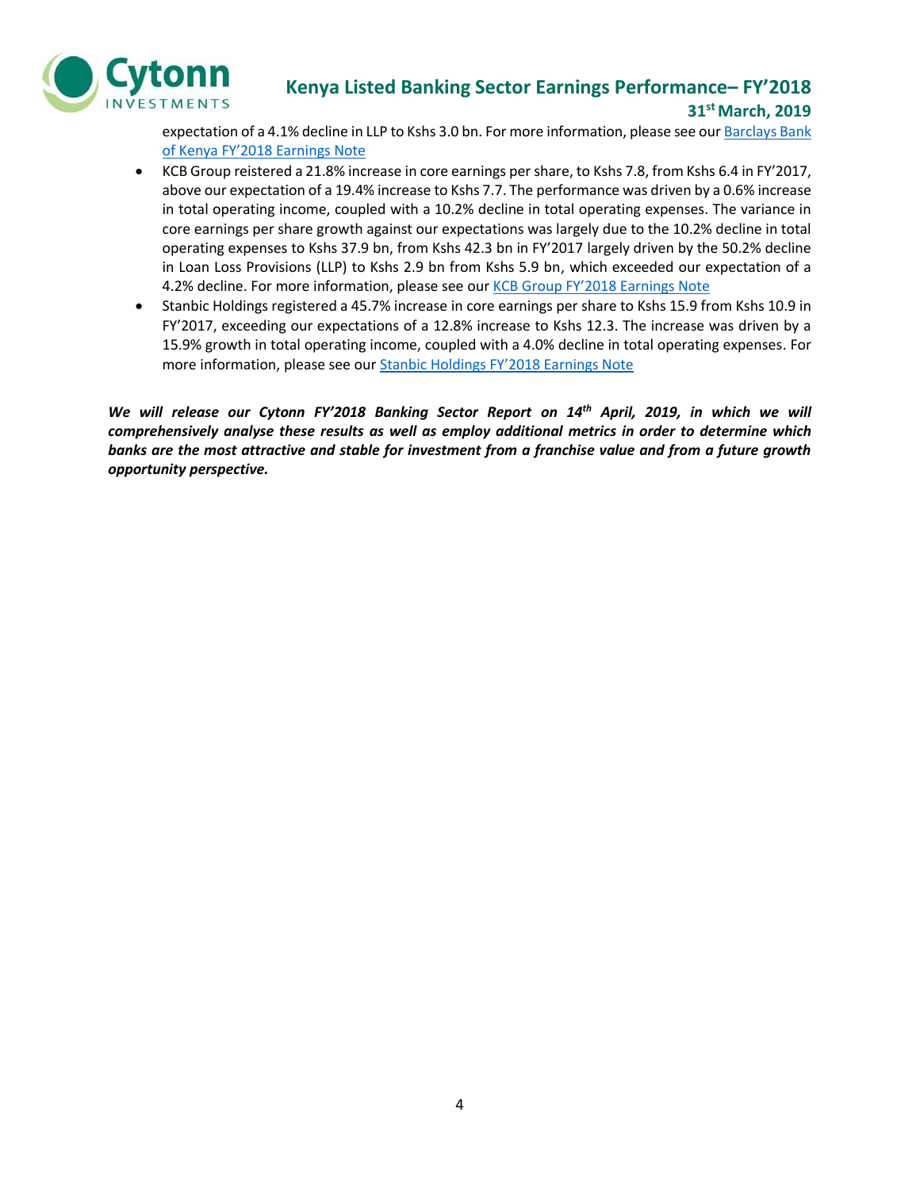expectation of a 4.1% decline in LLP to Kshs 3.0 bn. For more information, please see our [Barclays Bank of Kenya FY'2018 Earnings Note]

- KCB Group reistered a 21.8% increase in core earnings per share, to Kshs 7.8, from Kshs 6.4 in FY'2017, above our expectation of a 19.4% increase to Kshs 7.7. The performance was driven by a 0.6% increase in total operating income, coupled with a 10.2% decline in total operating expenses. The variance in core earnings per share growth against our expectations was largely due to the 10.2% decline in total operating expenses to Kshs 37.9 bn, from Kshs 42.3 bn in FY'2017 largely driven by the 50.2% decline in Loan Loss Provisions (LLP) to Kshs 2.9 bn from Kshs 5.9 bn, which exceeded our expectation of a 4.2% decline. For more information, please see our [KCB Group FY'2018 Earnings Note]
- Stanbic Holdings registered a 45.7% increase in core earnings per share to Kshs 15.9 from Kshs 10.9 in FY'2017, exceeding our expectations of a 12.8% increase to Kshs 12.3. The increase was driven by a 15.9% growth in total operating income, coupled with a 4.0% decline in total operating expenses. For more information, please see our [Stanbic Holdings FY'2018 Earnings Note]

***We will release our Cytonn FY'2018 Banking Sector Report on 14th April, 2019, in which we will comprehensively analyse these results as well as employ additional metrics in order to determine which banks are the most attractive and stable for investment from a franchise value and from a future growth opportunity perspective.***